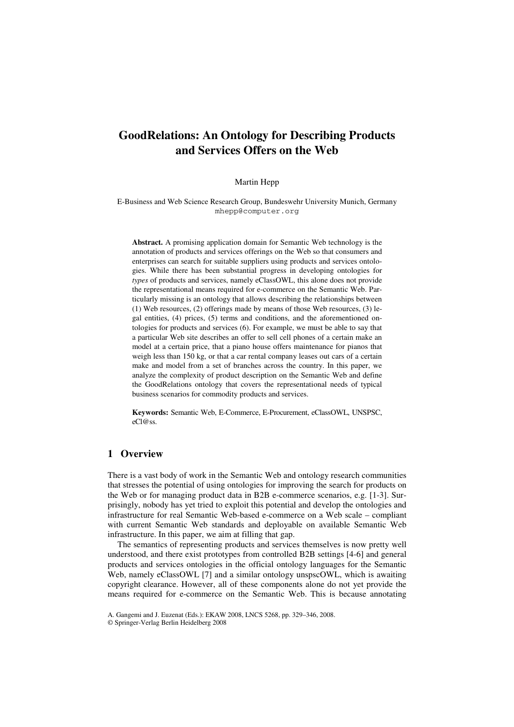# GoodRelations: An Ontology for Describing Products and Services Offers on the Web

Martin Hepp

E-Business and Web Science Research Group, Bundeswehr University Munich, Germany
mhepp@computer.org

**Abstract.** A promising application domain for Semantic Web technology is the annotation of products and services offerings on the Web so that consumers and enterprises can search for suitable suppliers using products and services ontologies. While there has been substantial progress in developing ontologies for *types* of products and services, namely eClassOWL, this alone does not provide the representational means required for e-commerce on the Semantic Web. Particularly missing is an ontology that allows describing the relationships between (1) Web resources, (2) offerings made by means of those Web resources, (3) legal entities, (4) prices, (5) terms and conditions, and the aforementioned ontologies for products and services (6). For example, we must be able to say that a particular Web site describes an offer to sell cell phones of a certain make an model at a certain price, that a piano house offers maintenance for pianos that weigh less than 150 kg, or that a car rental company leases out cars of a certain make and model from a set of branches across the country. In this paper, we analyze the complexity of product description on the Semantic Web and define the GoodRelations ontology that covers the representational needs of typical business scenarios for commodity products and services.

**Keywords:** Semantic Web, E-Commerce, E-Procurement, eClassOWL, UNSPSC, eCl@ss.

## 1 Overview

There is a vast body of work in the Semantic Web and ontology research communities that stresses the potential of using ontologies for improving the search for products on the Web or for managing product data in B2B e-commerce scenarios, e.g. [1-3]. Surprisingly, nobody has yet tried to exploit this potential and develop the ontologies and infrastructure for real Semantic Web-based e-commerce on a Web scale – compliant with current Semantic Web standards and deployable on available Semantic Web infrastructure. In this paper, we aim at filling that gap.

The semantics of representing products and services themselves is now pretty well understood, and there exist prototypes from controlled B2B settings [4-6] and general products and services ontologies in the official ontology languages for the Semantic Web, namely eClassOWL [7] and a similar ontology unspscOWL, which is awaiting copyright clearance. However, all of these components alone do not yet provide the means required for e-commerce on the Semantic Web. This is because annotating

A. Gangemi and J. Euzenat (Eds.): EKAW 2008, LNCS 5268, pp. 329–346, 2008.
© Springer-Verlag Berlin Heidelberg 2008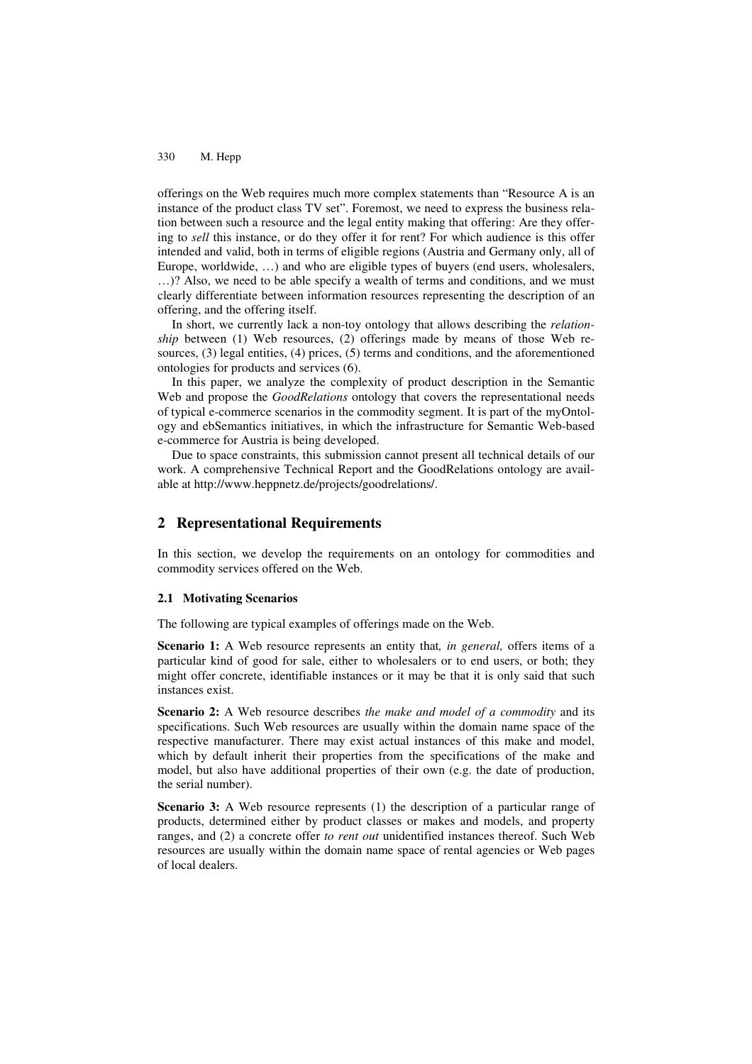offerings on the Web requires much more complex statements than "Resource A is an instance of the product class TV set". Foremost, we need to express the business relation between such a resource and the legal entity making that offering: Are they offering to *sell* this instance, or do they offer it for rent? For which audience is this offer intended and valid, both in terms of eligible regions (Austria and Germany only, all of Europe, worldwide, …) and who are eligible types of buyers (end users, wholesalers, …)? Also, we need to be able specify a wealth of terms and conditions, and we must clearly differentiate between information resources representing the description of an offering, and the offering itself.

In short, we currently lack a non-toy ontology that allows describing the *relationship* between (1) Web resources, (2) offerings made by means of those Web resources, (3) legal entities, (4) prices, (5) terms and conditions, and the aforementioned ontologies for products and services (6).

In this paper, we analyze the complexity of product description in the Semantic Web and propose the *GoodRelations* ontology that covers the representational needs of typical e-commerce scenarios in the commodity segment. It is part of the myOntology and ebSemantics initiatives, in which the infrastructure for Semantic Web-based e-commerce for Austria is being developed.

Due to space constraints, this submission cannot present all technical details of our work. A comprehensive Technical Report and the GoodRelations ontology are available at http://www.heppnetz.de/projects/goodrelations/.

## 2 Representational Requirements

In this section, we develop the requirements on an ontology for commodities and commodity services offered on the Web.

### 2.1 Motivating Scenarios

The following are typical examples of offerings made on the Web.

**Scenario 1:** A Web resource represents an entity that*, in general,* offers items of a particular kind of good for sale, either to wholesalers or to end users, or both; they might offer concrete, identifiable instances or it may be that it is only said that such instances exist.

**Scenario 2:** A Web resource describes *the make and model of a commodity* and its specifications. Such Web resources are usually within the domain name space of the respective manufacturer. There may exist actual instances of this make and model, which by default inherit their properties from the specifications of the make and model, but also have additional properties of their own (e.g. the date of production, the serial number).

**Scenario 3:** A Web resource represents (1) the description of a particular range of products, determined either by product classes or makes and models, and property ranges, and (2) a concrete offer *to rent out* unidentified instances thereof. Such Web resources are usually within the domain name space of rental agencies or Web pages of local dealers.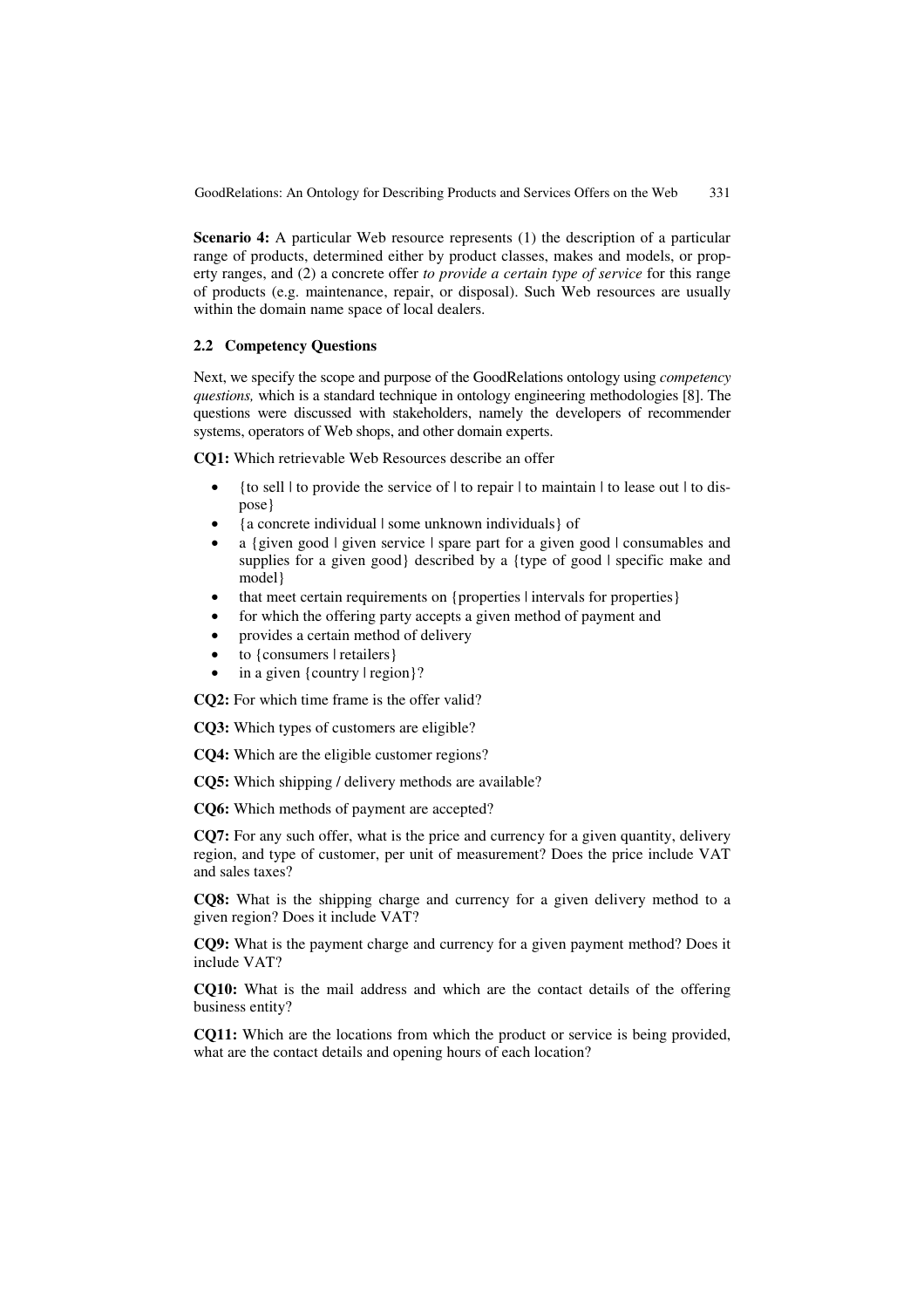**Scenario 4:** A particular Web resource represents (1) the description of a particular range of products, determined either by product classes, makes and models, or property ranges, and (2) a concrete offer *to provide a certain type of service* for this range of products (e.g. maintenance, repair, or disposal). Such Web resources are usually within the domain name space of local dealers.

### 2.2 Competency Questions

Next, we specify the scope and purpose of the GoodRelations ontology using *competency questions,* which is a standard technique in ontology engineering methodologies [8]. The questions were discussed with stakeholders, namely the developers of recommender systems, operators of Web shops, and other domain experts.

**CQ1:** Which retrievable Web Resources describe an offer

- {to sell | to provide the service of | to repair | to maintain | to lease out | to dispose}
- {a concrete individual | some unknown individuals} of
- a {given good | given service | spare part for a given good | consumables and supplies for a given good} described by a {type of good | specific make and model}
- that meet certain requirements on {properties | intervals for properties}
- for which the offering party accepts a given method of payment and
- provides a certain method of delivery
- to {consumers | retailers}
- in a given {country | region}?

**CQ2:** For which time frame is the offer valid?

**CQ3:** Which types of customers are eligible?

**CQ4:** Which are the eligible customer regions?

**CQ5:** Which shipping / delivery methods are available?

**CQ6:** Which methods of payment are accepted?

**CQ7:** For any such offer, what is the price and currency for a given quantity, delivery region, and type of customer, per unit of measurement? Does the price include VAT and sales taxes?

**CQ8:** What is the shipping charge and currency for a given delivery method to a given region? Does it include VAT?

**CQ9:** What is the payment charge and currency for a given payment method? Does it include VAT?

**CQ10:** What is the mail address and which are the contact details of the offering business entity?

**CQ11:** Which are the locations from which the product or service is being provided, what are the contact details and opening hours of each location?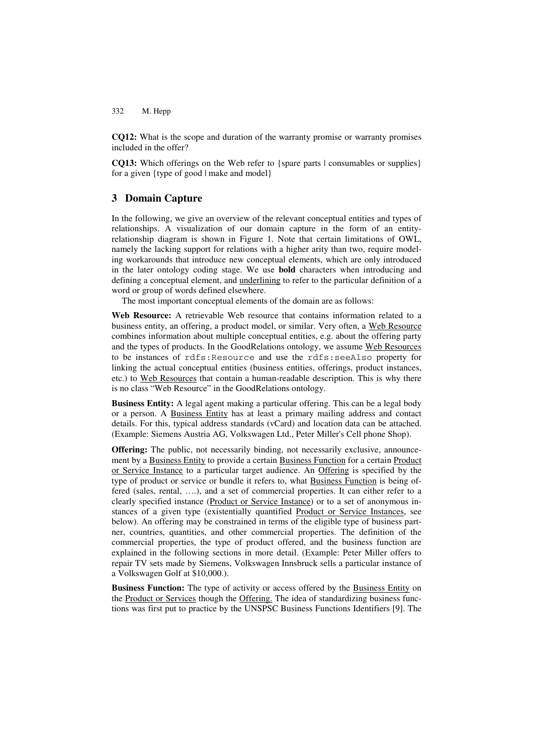**CQ12:** What is the scope and duration of the warranty promise or warranty promises included in the offer?

**CQ13:** Which offerings on the Web refer to {spare parts | consumables or supplies} for a given {type of good | make and model}

## 3 Domain Capture

In the following, we give an overview of the relevant conceptual entities and types of relationships. A visualization of our domain capture in the form of an entity-relationship diagram is shown in Figure 1. Note that certain limitations of OWL, namely the lacking support for relations with a higher arity than two, require modeling workarounds that introduce new conceptual elements, which are only introduced in the later ontology coding stage. We use **bold** characters when introducing and defining a conceptual element, and <u>underlining</u> to refer to the particular definition of a word or group of words defined elsewhere.

The most important conceptual elements of the domain are as follows:

**Web Resource:** A retrievable Web resource that contains information related to a business entity, an offering, a product model, or similar. Very often, a <u>Web Resource</u> combines information about multiple conceptual entities, e.g. about the offering party and the types of products. In the GoodRelations ontology, we assume <u>Web Resources</u> to be instances of `rdfs:Resource` and use the `rdfs:seeAlso` property for linking the actual conceptual entities (business entities, offerings, product instances, etc.) to <u>Web Resources</u> that contain a human-readable description. This is why there is no class "Web Resource" in the GoodRelations ontology.

**Business Entity:** A legal agent making a particular offering. This can be a legal body or a person. A <u>Business Entity</u> has at least a primary mailing address and contact details. For this, typical address standards (vCard) and location data can be attached. (Example: Siemens Austria AG, Volkswagen Ltd., Peter Miller's Cell phone Shop).

**Offering:** The public, not necessarily binding, not necessarily exclusive, announcement by a <u>Business Entity</u> to provide a certain <u>Business Function</u> for a certain <u>Product or Service Instance</u> to a particular target audience. An <u>Offering</u> is specified by the type of product or service or bundle it refers to, what <u>Business Function</u> is being offered (sales, rental, ….), and a set of commercial properties. It can either refer to a clearly specified instance (<u>Product or Service Instance</u>) or to a set of anonymous instances of a given type (existentially quantified <u>Product or Service Instances</u>, see below). An offering may be constrained in terms of the eligible type of business partner, countries, quantities, and other commercial properties. The definition of the commercial properties, the type of product offered, and the business function are explained in the following sections in more detail. (Example: Peter Miller offers to repair TV sets made by Siemens, Volkswagen Innsbruck sells a particular instance of a Volkswagen Golf at $10,000.).

**Business Function:** The type of activity or access offered by the <u>Business Entity</u> on the <u>Product or Services</u> though the <u>Offering.</u> The idea of standardizing business functions was first put to practice by the UNSPSC Business Functions Identifiers [9]. The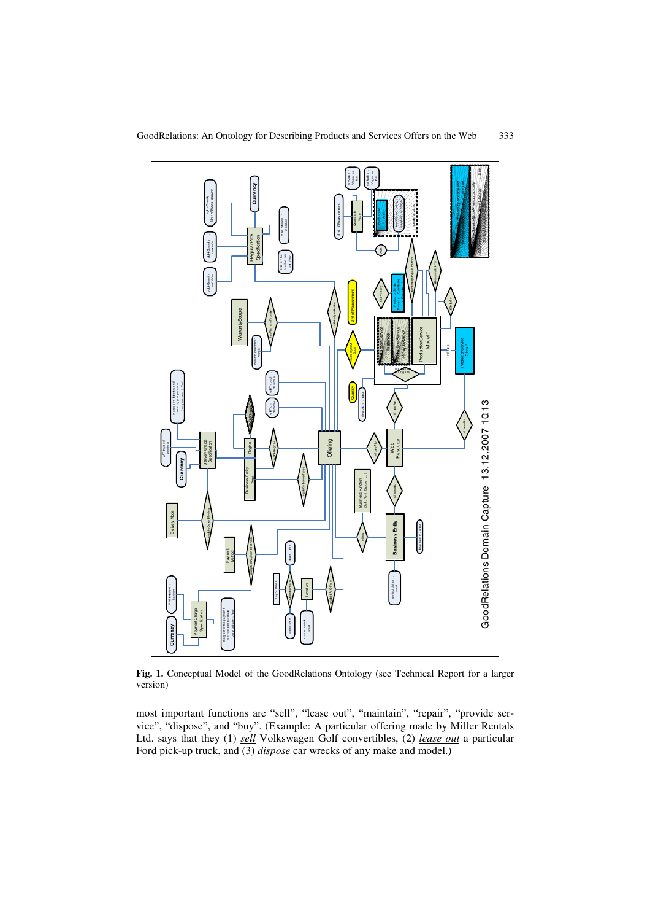**Fig. 1.** Conceptual Model of the GoodRelations Ontology (see Technical Report for a larger version)

most important functions are "sell", "lease out", "maintain", "repair", "provide service", "dispose", and "buy". (Example: A particular offering made by Miller Rentals Ltd. says that they (1) ***sell*** Volkswagen Golf convertibles, (2) ***lease out*** a particular Ford pick-up truck, and (3) ***dispose*** car wrecks of any make and model.)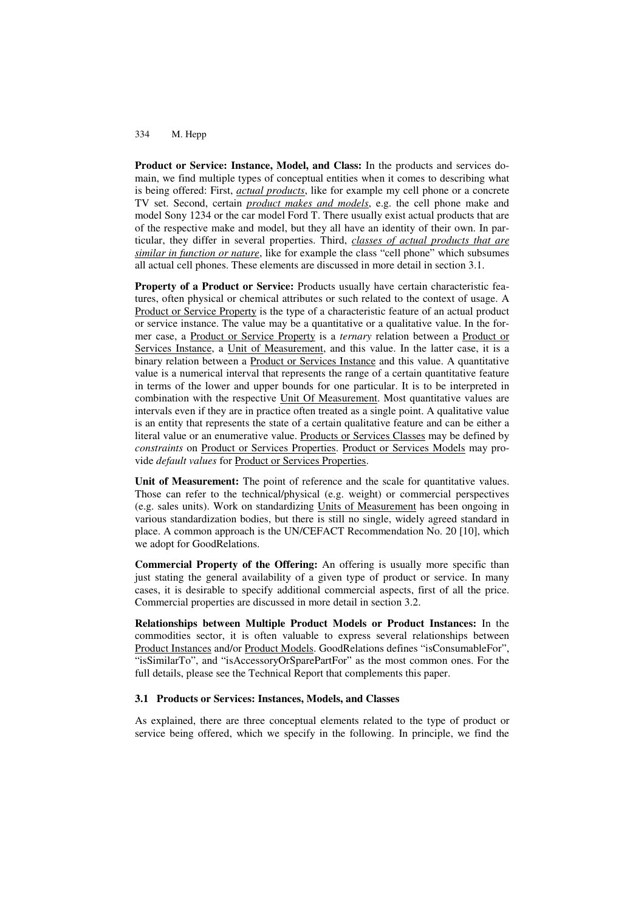**Product or Service: Instance, Model, and Class:** In the products and services domain, we find multiple types of conceptual entities when it comes to describing what is being offered: First, *actual products*, like for example my cell phone or a concrete TV set. Second, certain *product makes and models*, e.g. the cell phone make and model Sony 1234 or the car model Ford T. There usually exist actual products that are of the respective make and model, but they all have an identity of their own. In particular, they differ in several properties. Third, *classes of actual products that are similar in function or nature*, like for example the class "cell phone" which subsumes all actual cell phones. These elements are discussed in more detail in section 3.1.

**Property of a Product or Service:** Products usually have certain characteristic features, often physical or chemical attributes or such related to the context of usage. A Product or Service Property is the type of a characteristic feature of an actual product or service instance. The value may be a quantitative or a qualitative value. In the former case, a Product or Service Property is a *ternary* relation between a Product or Services Instance, a Unit of Measurement, and this value. In the latter case, it is a binary relation between a Product or Services Instance and this value. A quantitative value is a numerical interval that represents the range of a certain quantitative feature in terms of the lower and upper bounds for one particular. It is to be interpreted in combination with the respective Unit Of Measurement. Most quantitative values are intervals even if they are in practice often treated as a single point. A qualitative value is an entity that represents the state of a certain qualitative feature and can be either a literal value or an enumerative value. Products or Services Classes may be defined by *constraints* on Product or Services Properties. Product or Services Models may provide *default values* for Product or Services Properties.

**Unit of Measurement:** The point of reference and the scale for quantitative values. Those can refer to the technical/physical (e.g. weight) or commercial perspectives (e.g. sales units). Work on standardizing Units of Measurement has been ongoing in various standardization bodies, but there is still no single, widely agreed standard in place. A common approach is the UN/CEFACT Recommendation No. 20 [10], which we adopt for GoodRelations.

**Commercial Property of the Offering:** An offering is usually more specific than just stating the general availability of a given type of product or service. In many cases, it is desirable to specify additional commercial aspects, first of all the price. Commercial properties are discussed in more detail in section 3.2.

**Relationships between Multiple Product Models or Product Instances:** In the commodities sector, it is often valuable to express several relationships between Product Instances and/or Product Models. GoodRelations defines "isConsumableFor", "isSimilarTo", and "isAccessoryOrSparePartFor" as the most common ones. For the full details, please see the Technical Report that complements this paper.

### 3.1 Products or Services: Instances, Models, and Classes

As explained, there are three conceptual elements related to the type of product or service being offered, which we specify in the following. In principle, we find the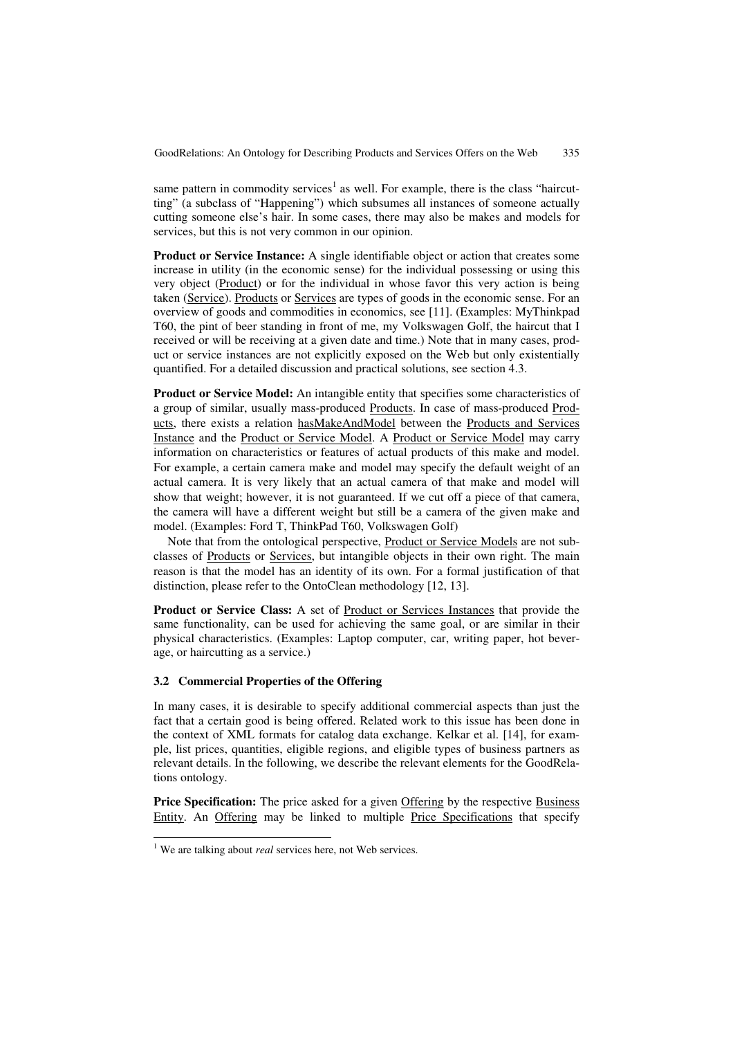same pattern in commodity services[1] as well. For example, there is the class "haircutting" (a subclass of "Happening") which subsumes all instances of someone actually cutting someone else's hair. In some cases, there may also be makes and models for services, but this is not very common in our opinion.

**Product or Service Instance:** A single identifiable object or action that creates some increase in utility (in the economic sense) for the individual possessing or using this very object (Product) or for the individual in whose favor this very action is being taken (Service). Products or Services are types of goods in the economic sense. For an overview of goods and commodities in economics, see [11]. (Examples: MyThinkpad T60, the pint of beer standing in front of me, my Volkswagen Golf, the haircut that I received or will be receiving at a given date and time.) Note that in many cases, product or service instances are not explicitly exposed on the Web but only existentially quantified. For a detailed discussion and practical solutions, see section 4.3.

**Product or Service Model:** An intangible entity that specifies some characteristics of a group of similar, usually mass-produced Products. In case of mass-produced Products, there exists a relation hasMakeAndModel between the Products and Services Instance and the Product or Service Model. A Product or Service Model may carry information on characteristics or features of actual products of this make and model. For example, a certain camera make and model may specify the default weight of an actual camera. It is very likely that an actual camera of that make and model will show that weight; however, it is not guaranteed. If we cut off a piece of that camera, the camera will have a different weight but still be a camera of the given make and model. (Examples: Ford T, ThinkPad T60, Volkswagen Golf)

Note that from the ontological perspective, Product or Service Models are not subclasses of Products or Services, but intangible objects in their own right. The main reason is that the model has an identity of its own. For a formal justification of that distinction, please refer to the OntoClean methodology [12, 13].

**Product or Service Class:** A set of Product or Services Instances that provide the same functionality, can be used for achieving the same goal, or are similar in their physical characteristics. (Examples: Laptop computer, car, writing paper, hot beverage, or haircutting as a service.)

### 3.2 Commercial Properties of the Offering

In many cases, it is desirable to specify additional commercial aspects than just the fact that a certain good is being offered. Related work to this issue has been done in the context of XML formats for catalog data exchange. Kelkar et al. [14], for example, list prices, quantities, eligible regions, and eligible types of business partners as relevant details. In the following, we describe the relevant elements for the GoodRelations ontology.

**Price Specification:** The price asked for a given Offering by the respective Business Entity. An Offering may be linked to multiple Price Specifications that specify

---

[1] We are talking about *real* services here, not Web services.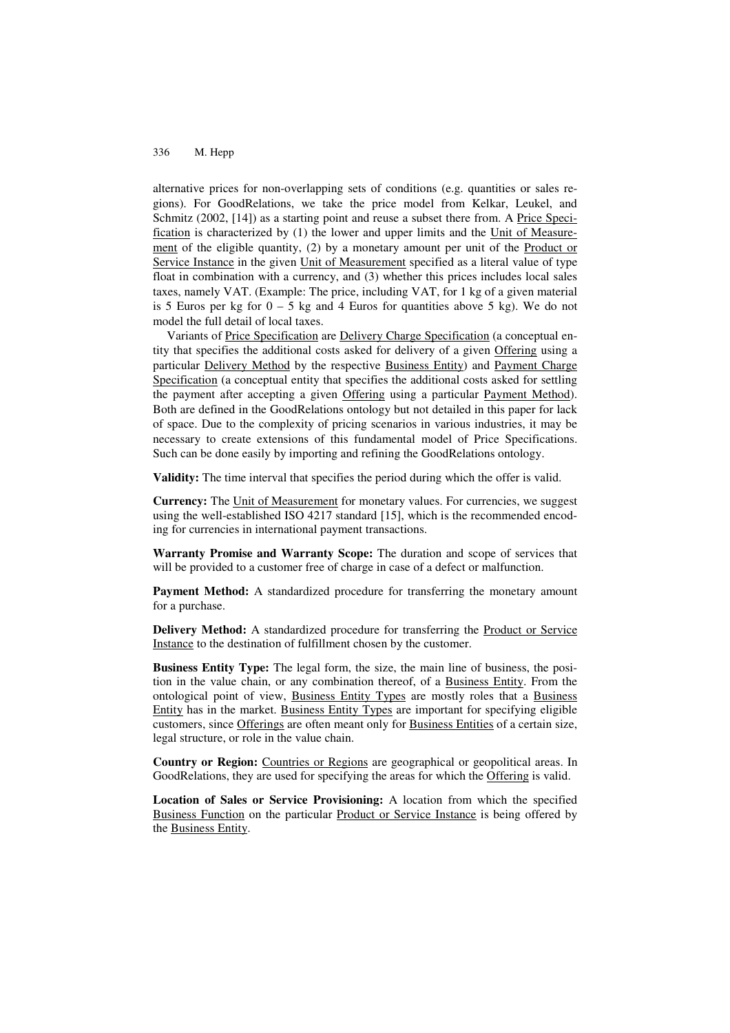alternative prices for non-overlapping sets of conditions (e.g. quantities or sales regions). For GoodRelations, we take the price model from Kelkar, Leukel, and Schmitz (2002, [14]) as a starting point and reuse a subset there from. A Price Specification is characterized by (1) the lower and upper limits and the Unit of Measurement of the eligible quantity, (2) by a monetary amount per unit of the Product or Service Instance in the given Unit of Measurement specified as a literal value of type float in combination with a currency, and (3) whether this prices includes local sales taxes, namely VAT. (Example: The price, including VAT, for 1 kg of a given material is 5 Euros per kg for 0 – 5 kg and 4 Euros for quantities above 5 kg). We do not model the full detail of local taxes.

Variants of Price Specification are Delivery Charge Specification (a conceptual entity that specifies the additional costs asked for delivery of a given Offering using a particular Delivery Method by the respective Business Entity) and Payment Charge Specification (a conceptual entity that specifies the additional costs asked for settling the payment after accepting a given Offering using a particular Payment Method). Both are defined in the GoodRelations ontology but not detailed in this paper for lack of space. Due to the complexity of pricing scenarios in various industries, it may be necessary to create extensions of this fundamental model of Price Specifications. Such can be done easily by importing and refining the GoodRelations ontology.

**Validity:** The time interval that specifies the period during which the offer is valid.

**Currency:** The Unit of Measurement for monetary values. For currencies, we suggest using the well-established ISO 4217 standard [15], which is the recommended encoding for currencies in international payment transactions.

**Warranty Promise and Warranty Scope:** The duration and scope of services that will be provided to a customer free of charge in case of a defect or malfunction.

**Payment Method:** A standardized procedure for transferring the monetary amount for a purchase.

**Delivery Method:** A standardized procedure for transferring the Product or Service Instance to the destination of fulfillment chosen by the customer.

**Business Entity Type:** The legal form, the size, the main line of business, the position in the value chain, or any combination thereof, of a Business Entity. From the ontological point of view, Business Entity Types are mostly roles that a Business Entity has in the market. Business Entity Types are important for specifying eligible customers, since Offerings are often meant only for Business Entities of a certain size, legal structure, or role in the value chain.

**Country or Region:** Countries or Regions are geographical or geopolitical areas. In GoodRelations, they are used for specifying the areas for which the Offering is valid.

**Location of Sales or Service Provisioning:** A location from which the specified Business Function on the particular Product or Service Instance is being offered by the Business Entity.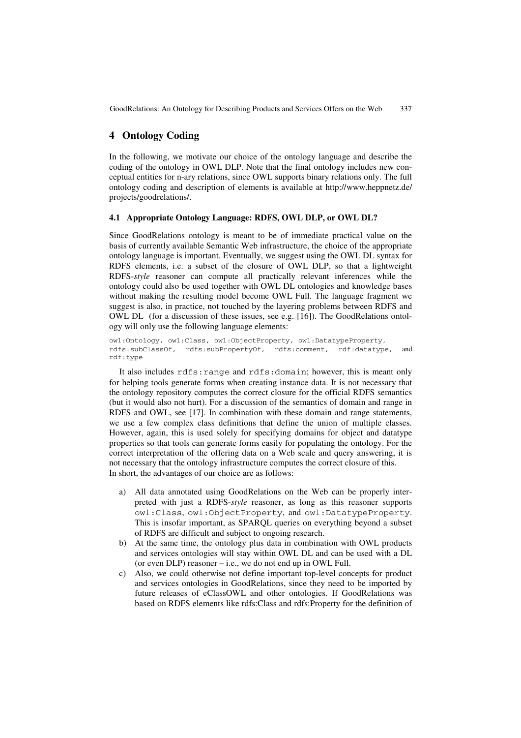## 4 Ontology Coding

In the following, we motivate our choice of the ontology language and describe the coding of the ontology in OWL DLP. Note that the final ontology includes new conceptual entities for n-ary relations, since OWL supports binary relations only. The full ontology coding and description of elements is available at http://www.heppnetz.de/projects/goodrelations/.

### 4.1 Appropriate Ontology Language: RDFS, OWL DLP, or OWL DL?

Since GoodRelations ontology is meant to be of immediate practical value on the basis of currently available Semantic Web infrastructure, the choice of the appropriate ontology language is important. Eventually, we suggest using the OWL DL syntax for RDFS elements, i.e. a subset of the closure of OWL DLP, so that a lightweight RDFS-*style* reasoner can compute all practically relevant inferences while the ontology could also be used together with OWL DL ontologies and knowledge bases without making the resulting model become OWL Full. The language fragment we suggest is also, in practice, not touched by the layering problems between RDFS and OWL DL (for a discussion of these issues, see e.g. [16]). The GoodRelations ontology will only use the following language elements:

```
owl:Ontology, owl:Class, owl:ObjectProperty, owl:DatatypeProperty,
rdfs:subClassOf, rdfs:subPropertyOf, rdfs:comment, rdf:datatype, and
rdf:type
```

It also includes `rdfs:range` and `rdfs:domain`; however, this is meant only for helping tools generate forms when creating instance data. It is not necessary that the ontology repository computes the correct closure for the official RDFS semantics (but it would also not hurt). For a discussion of the semantics of domain and range in RDFS and OWL, see [17]. In combination with these domain and range statements, we use a few complex class definitions that define the union of multiple classes. However, again, this is used solely for specifying domains for object and datatype properties so that tools can generate forms easily for populating the ontology. For the correct interpretation of the offering data on a Web scale and query answering, it is not necessary that the ontology infrastructure computes the correct closure of this.
In short, the advantages of our choice are as follows:

a) All data annotated using GoodRelations on the Web can be properly interpreted with just a RDFS-*style* reasoner, as long as this reasoner supports `owl:Class`, `owl:ObjectProperty`, and `owl:DatatypeProperty`. This is insofar important, as SPARQL queries on everything beyond a subset of RDFS are difficult and subject to ongoing research.

b) At the same time, the ontology plus data in combination with OWL products and services ontologies will stay within OWL DL and can be used with a DL (or even DLP) reasoner – i.e., we do not end up in OWL Full.

c) Also, we could otherwise not define important top-level concepts for product and services ontologies in GoodRelations, since they need to be imported by future releases of eClassOWL and other ontologies. If GoodRelations was based on RDFS elements like rdfs:Class and rdfs:Property for the definition of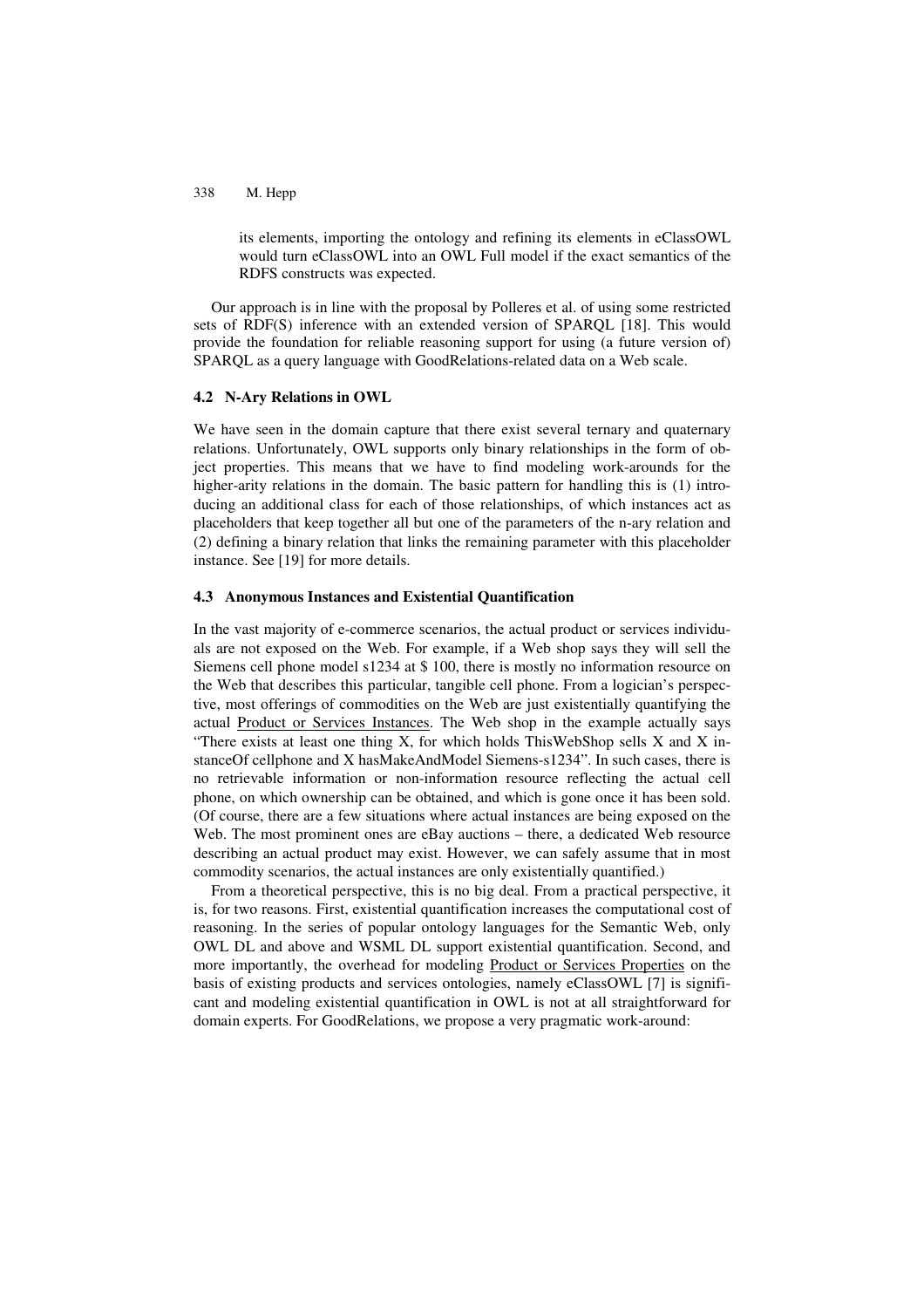its elements, importing the ontology and refining its elements in eClassOWL would turn eClassOWL into an OWL Full model if the exact semantics of the RDFS constructs was expected.

Our approach is in line with the proposal by Polleres et al. of using some restricted sets of RDF(S) inference with an extended version of SPARQL [18]. This would provide the foundation for reliable reasoning support for using (a future version of) SPARQL as a query language with GoodRelations-related data on a Web scale.

### 4.2 N-Ary Relations in OWL

We have seen in the domain capture that there exist several ternary and quaternary relations. Unfortunately, OWL supports only binary relationships in the form of object properties. This means that we have to find modeling work-arounds for the higher-arity relations in the domain. The basic pattern for handling this is (1) introducing an additional class for each of those relationships, of which instances act as placeholders that keep together all but one of the parameters of the n-ary relation and (2) defining a binary relation that links the remaining parameter with this placeholder instance. See [19] for more details.

### 4.3 Anonymous Instances and Existential Quantification

In the vast majority of e-commerce scenarios, the actual product or services individuals are not exposed on the Web. For example, if a Web shop says they will sell the Siemens cell phone model s1234 at $ 100, there is mostly no information resource on the Web that describes this particular, tangible cell phone. From a logician's perspective, most offerings of commodities on the Web are just existentially quantifying the actual Product or Services Instances. The Web shop in the example actually says "There exists at least one thing X, for which holds ThisWebShop sells X and X instanceOf cellphone and X hasMakeAndModel Siemens-s1234". In such cases, there is no retrievable information or non-information resource reflecting the actual cell phone, on which ownership can be obtained, and which is gone once it has been sold. (Of course, there are a few situations where actual instances are being exposed on the Web. The most prominent ones are eBay auctions – there, a dedicated Web resource describing an actual product may exist. However, we can safely assume that in most commodity scenarios, the actual instances are only existentially quantified.)

From a theoretical perspective, this is no big deal. From a practical perspective, it is, for two reasons. First, existential quantification increases the computational cost of reasoning. In the series of popular ontology languages for the Semantic Web, only OWL DL and above and WSML DL support existential quantification. Second, and more importantly, the overhead for modeling Product or Services Properties on the basis of existing products and services ontologies, namely eClassOWL [7] is significant and modeling existential quantification in OWL is not at all straightforward for domain experts. For GoodRelations, we propose a very pragmatic work-around: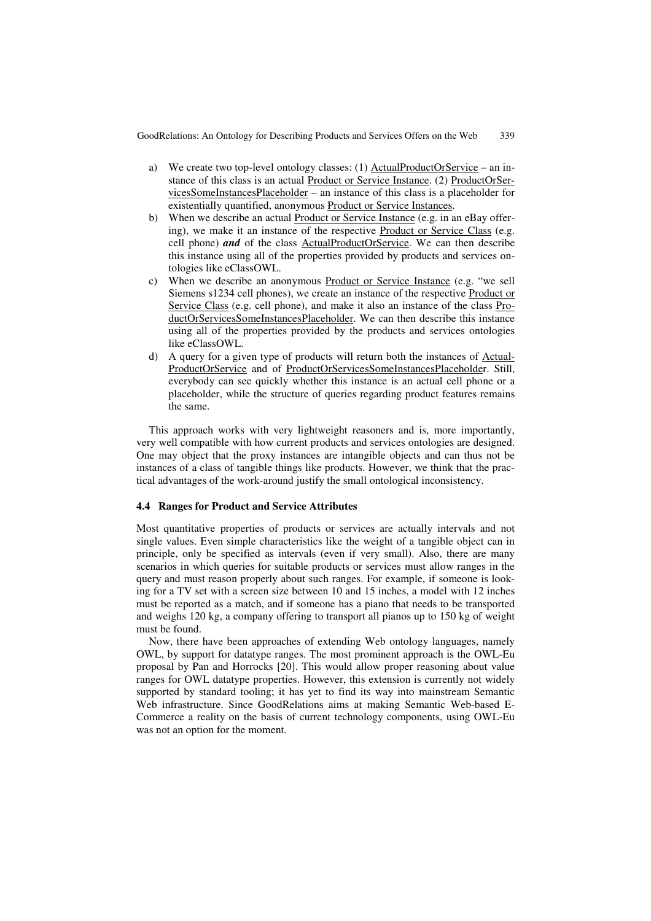a) We create two top-level ontology classes: (1) ActualProductOrService – an instance of this class is an actual Product or Service Instance. (2) ProductOrServicesSomeInstancesPlaceholder – an instance of this class is a placeholder for existentially quantified, anonymous Product or Service Instances.
b) When we describe an actual Product or Service Instance (e.g. in an eBay offering), we make it an instance of the respective Product or Service Class (e.g. cell phone) ***and*** of the class ActualProductOrService. We can then describe this instance using all of the properties provided by products and services ontologies like eClassOWL.
c) When we describe an anonymous Product or Service Instance (e.g. "we sell Siemens s1234 cell phones), we create an instance of the respective Product or Service Class (e.g. cell phone), and make it also an instance of the class ProductOrServicesSomeInstancesPlaceholder. We can then describe this instance using all of the properties provided by the products and services ontologies like eClassOWL.
d) A query for a given type of products will return both the instances of ActualProductOrService and of ProductOrServicesSomeInstancesPlaceholder. Still, everybody can see quickly whether this instance is an actual cell phone or a placeholder, while the structure of queries regarding product features remains the same.

This approach works with very lightweight reasoners and is, more importantly, very well compatible with how current products and services ontologies are designed. One may object that the proxy instances are intangible objects and can thus not be instances of a class of tangible things like products. However, we think that the practical advantages of the work-around justify the small ontological inconsistency.

### 4.4 Ranges for Product and Service Attributes

Most quantitative properties of products or services are actually intervals and not single values. Even simple characteristics like the weight of a tangible object can in principle, only be specified as intervals (even if very small). Also, there are many scenarios in which queries for suitable products or services must allow ranges in the query and must reason properly about such ranges. For example, if someone is looking for a TV set with a screen size between 10 and 15 inches, a model with 12 inches must be reported as a match, and if someone has a piano that needs to be transported and weighs 120 kg, a company offering to transport all pianos up to 150 kg of weight must be found.

Now, there have been approaches of extending Web ontology languages, namely OWL, by support for datatype ranges. The most prominent approach is the OWL-Eu proposal by Pan and Horrocks [20]. This would allow proper reasoning about value ranges for OWL datatype properties. However, this extension is currently not widely supported by standard tooling; it has yet to find its way into mainstream Semantic Web infrastructure. Since GoodRelations aims at making Semantic Web-based E-Commerce a reality on the basis of current technology components, using OWL-Eu was not an option for the moment.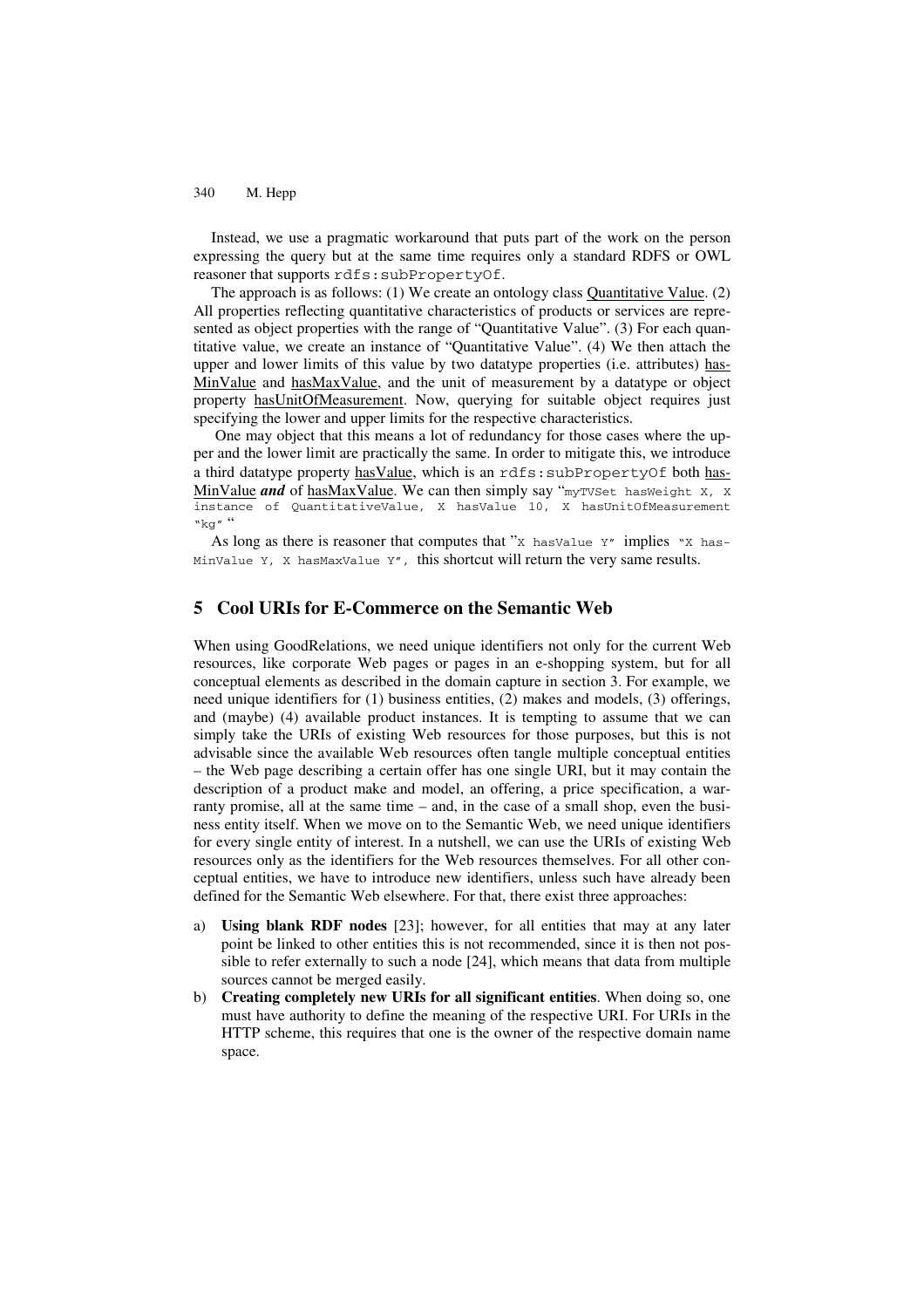Instead, we use a pragmatic workaround that puts part of the work on the person expressing the query but at the same time requires only a standard RDFS or OWL reasoner that supports `rdfs:subPropertyOf`.

The approach is as follows: (1) We create an ontology class Quantitative Value. (2) All properties reflecting quantitative characteristics of products or services are represented as object properties with the range of "Quantitative Value". (3) For each quantitative value, we create an instance of "Quantitative Value". (4) We then attach the upper and lower limits of this value by two datatype properties (i.e. attributes) hasMinValue and hasMaxValue, and the unit of measurement by a datatype or object property hasUnitOfMeasurement. Now, querying for suitable object requires just specifying the lower and upper limits for the respective characteristics.

One may object that this means a lot of redundancy for those cases where the upper and the lower limit are practically the same. In order to mitigate this, we introduce a third datatype property hasValue, which is an `rdfs:subPropertyOf` both hasMinValue ***and*** of hasMaxValue. We can then simply say "`myTVSet hasWeight X, X instance of QuantitativeValue, X hasValue 10, X hasUnitOfMeasurement "kg"` "

As long as there is reasoner that computes that "`X hasValue Y`" implies "`X hasMinValue Y, X hasMaxValue Y`", this shortcut will return the very same results.

## 5 Cool URIs for E-Commerce on the Semantic Web

When using GoodRelations, we need unique identifiers not only for the current Web resources, like corporate Web pages or pages in an e-shopping system, but for all conceptual elements as described in the domain capture in section 3. For example, we need unique identifiers for (1) business entities, (2) makes and models, (3) offerings, and (maybe) (4) available product instances. It is tempting to assume that we can simply take the URIs of existing Web resources for those purposes, but this is not advisable since the available Web resources often tangle multiple conceptual entities – the Web page describing a certain offer has one single URI, but it may contain the description of a product make and model, an offering, a price specification, a warranty promise, all at the same time – and, in the case of a small shop, even the business entity itself. When we move on to the Semantic Web, we need unique identifiers for every single entity of interest. In a nutshell, we can use the URIs of existing Web resources only as the identifiers for the Web resources themselves. For all other conceptual entities, we have to introduce new identifiers, unless such have already been defined for the Semantic Web elsewhere. For that, there exist three approaches:

a) **Using blank RDF nodes** [23]; however, for all entities that may at any later point be linked to other entities this is not recommended, since it is then not possible to refer externally to such a node [24], which means that data from multiple sources cannot be merged easily.
b) **Creating completely new URIs for all significant entities**. When doing so, one must have authority to define the meaning of the respective URI. For URIs in the HTTP scheme, this requires that one is the owner of the respective domain name space.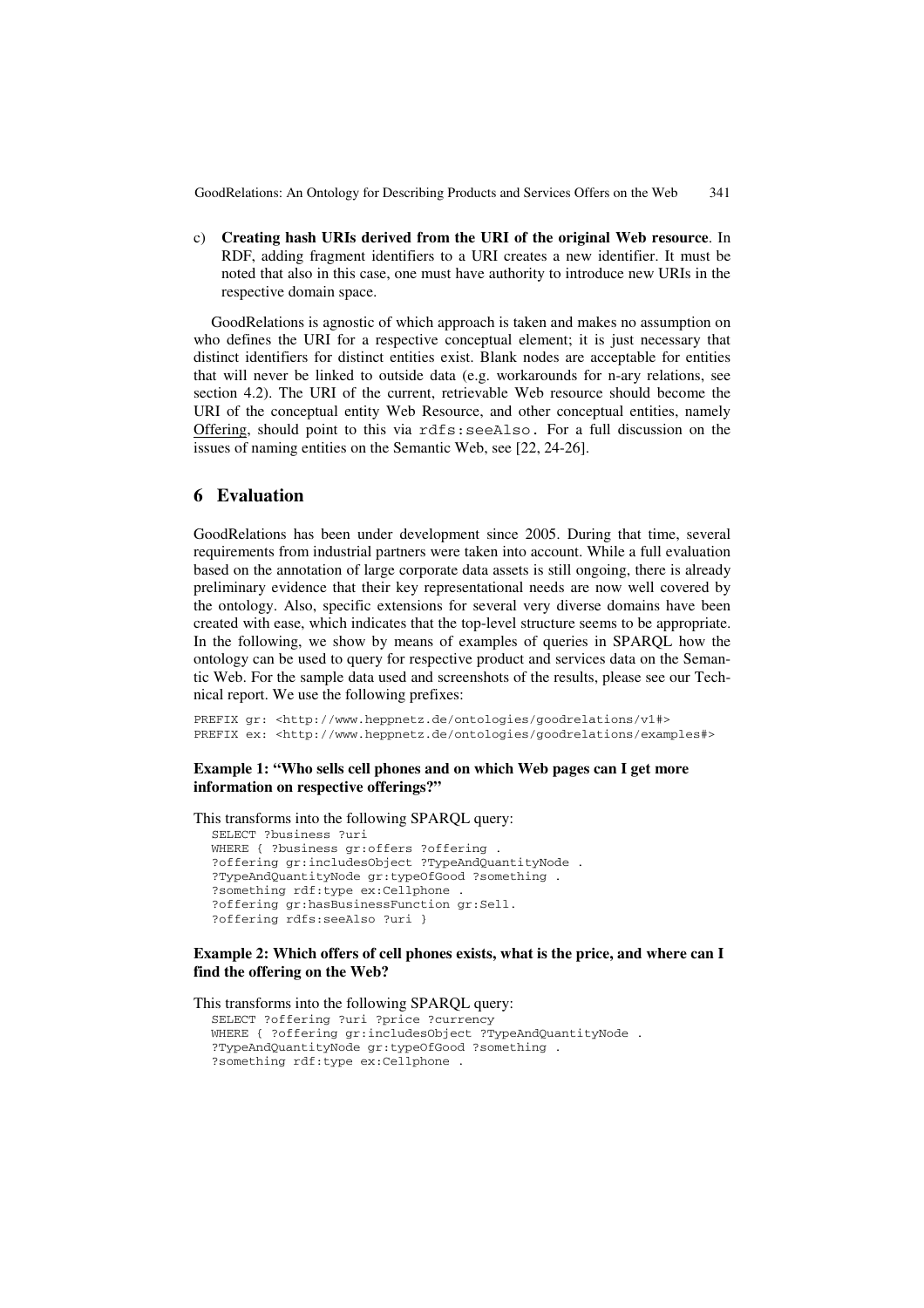c) **Creating hash URIs derived from the URI of the original Web resource**. In RDF, adding fragment identifiers to a URI creates a new identifier. It must be noted that also in this case, one must have authority to introduce new URIs in the respective domain space.

GoodRelations is agnostic of which approach is taken and makes no assumption on who defines the URI for a respective conceptual element; it is just necessary that distinct identifiers for distinct entities exist. Blank nodes are acceptable for entities that will never be linked to outside data (e.g. workarounds for n-ary relations, see section 4.2). The URI of the current, retrievable Web resource should become the URI of the conceptual entity Web Resource, and other conceptual entities, namely Offering, should point to this via `rdfs:seeAlso`. For a full discussion on the issues of naming entities on the Semantic Web, see [22, 24-26].

## 6 Evaluation

GoodRelations has been under development since 2005. During that time, several requirements from industrial partners were taken into account. While a full evaluation based on the annotation of large corporate data assets is still ongoing, there is already preliminary evidence that their key representational needs are now well covered by the ontology. Also, specific extensions for several very diverse domains have been created with ease, which indicates that the top-level structure seems to be appropriate. In the following, we show by means of examples of queries in SPARQL how the ontology can be used to query for respective product and services data on the Semantic Web. For the sample data used and screenshots of the results, please see our Technical report. We use the following prefixes:

```
PREFIX gr: <http://www.heppnetz.de/ontologies/goodrelations/v1#>
PREFIX ex: <http://www.heppnetz.de/ontologies/goodrelations/examples#>
```

**Example 1: "Who sells cell phones and on which Web pages can I get more information on respective offerings?"**

This transforms into the following SPARQL query:

```
SELECT ?business ?uri
WHERE { ?business gr:offers ?offering .
?offering gr:includesObject ?TypeAndQuantityNode .
?TypeAndQuantityNode gr:typeOfGood ?something .
?something rdf:type ex:Cellphone .
?offering gr:hasBusinessFunction gr:Sell.
?offering rdfs:seeAlso ?uri }
```

**Example 2: Which offers of cell phones exists, what is the price, and where can I find the offering on the Web?**

This transforms into the following SPARQL query:

```
SELECT ?offering ?uri ?price ?currency
WHERE { ?offering gr:includesObject ?TypeAndQuantityNode .
?TypeAndQuantityNode gr:typeOfGood ?something .
?something rdf:type ex:Cellphone .
```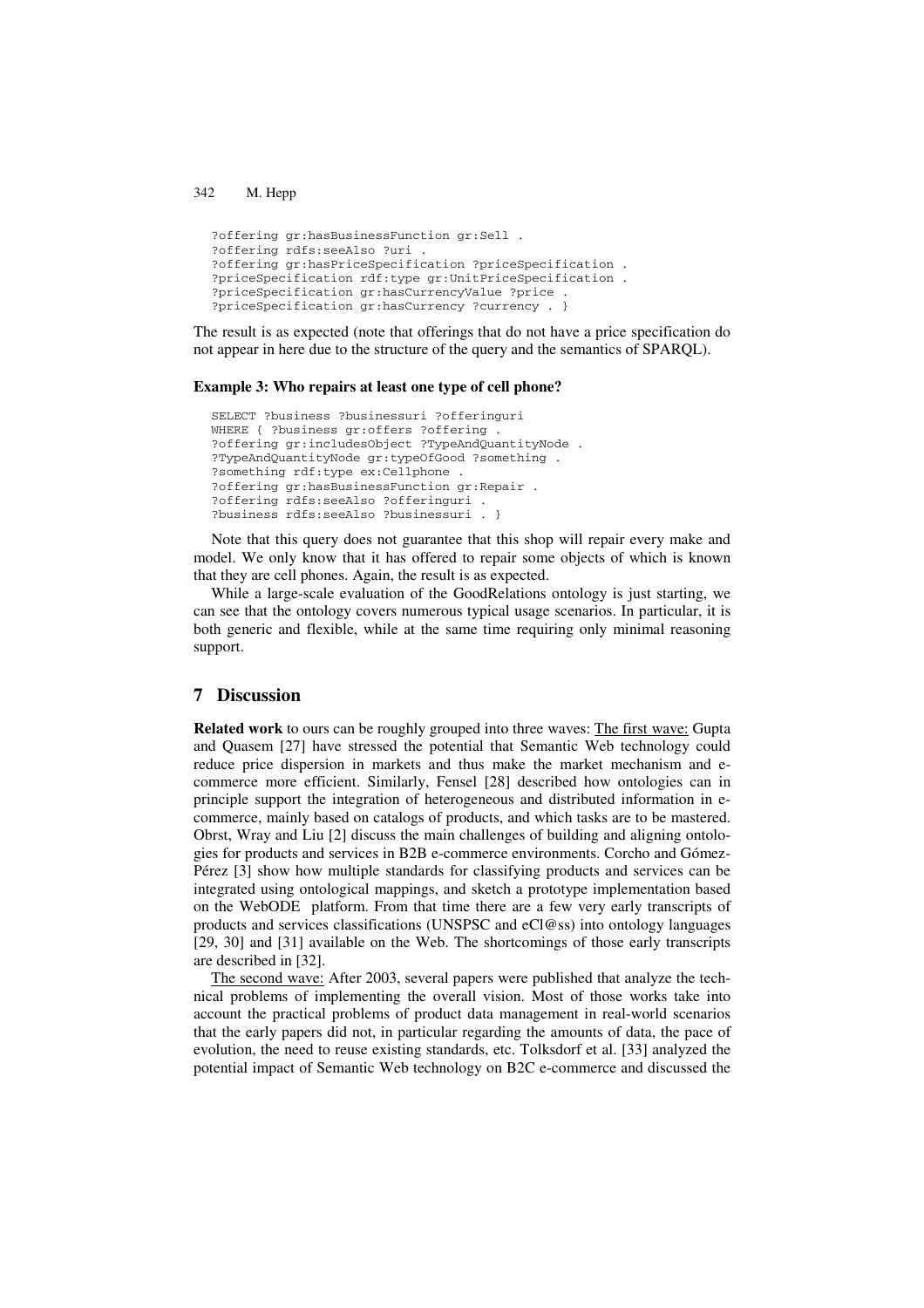```
?offering gr:hasBusinessFunction gr:Sell .
?offering rdfs:seeAlso ?uri .
?offering gr:hasPriceSpecification ?priceSpecification .
?priceSpecification rdf:type gr:UnitPriceSpecification .
?priceSpecification gr:hasCurrencyValue ?price .
?priceSpecification gr:hasCurrency ?currency . }
```

The result is as expected (note that offerings that do not have a price specification do not appear in here due to the structure of the query and the semantics of SPARQL).

**Example 3: Who repairs at least one type of cell phone?**

```
SELECT ?business ?businessuri ?offeringuri
WHERE { ?business gr:offers ?offering .
?offering gr:includesObject ?TypeAndQuantityNode .
?TypeAndQuantityNode gr:typeOfGood ?something .
?something rdf:type ex:Cellphone .
?offering gr:hasBusinessFunction gr:Repair .
?offering rdfs:seeAlso ?offeringuri .
?business rdfs:seeAlso ?businessuri . }
```

Note that this query does not guarantee that this shop will repair every make and model. We only know that it has offered to repair some objects of which is known that they are cell phones. Again, the result is as expected.

While a large-scale evaluation of the GoodRelations ontology is just starting, we can see that the ontology covers numerous typical usage scenarios. In particular, it is both generic and flexible, while at the same time requiring only minimal reasoning support.

## 7 Discussion

**Related work** to ours can be roughly grouped into three waves: The first wave: Gupta and Quasem [27] have stressed the potential that Semantic Web technology could reduce price dispersion in markets and thus make the market mechanism and e-commerce more efficient. Similarly, Fensel [28] described how ontologies can in principle support the integration of heterogeneous and distributed information in e-commerce, mainly based on catalogs of products, and which tasks are to be mastered. Obrst, Wray and Liu [2] discuss the main challenges of building and aligning ontologies for products and services in B2B e-commerce environments. Corcho and Gómez-Pérez [3] show how multiple standards for classifying products and services can be integrated using ontological mappings, and sketch a prototype implementation based on the WebODE platform. From that time there are a few very early transcripts of products and services classifications (UNSPSC and eCl@ss) into ontology languages [29, 30] and [31] available on the Web. The shortcomings of those early transcripts are described in [32].

The second wave: After 2003, several papers were published that analyze the technical problems of implementing the overall vision. Most of those works take into account the practical problems of product data management in real-world scenarios that the early papers did not, in particular regarding the amounts of data, the pace of evolution, the need to reuse existing standards, etc. Tolksdorf et al. [33] analyzed the potential impact of Semantic Web technology on B2C e-commerce and discussed the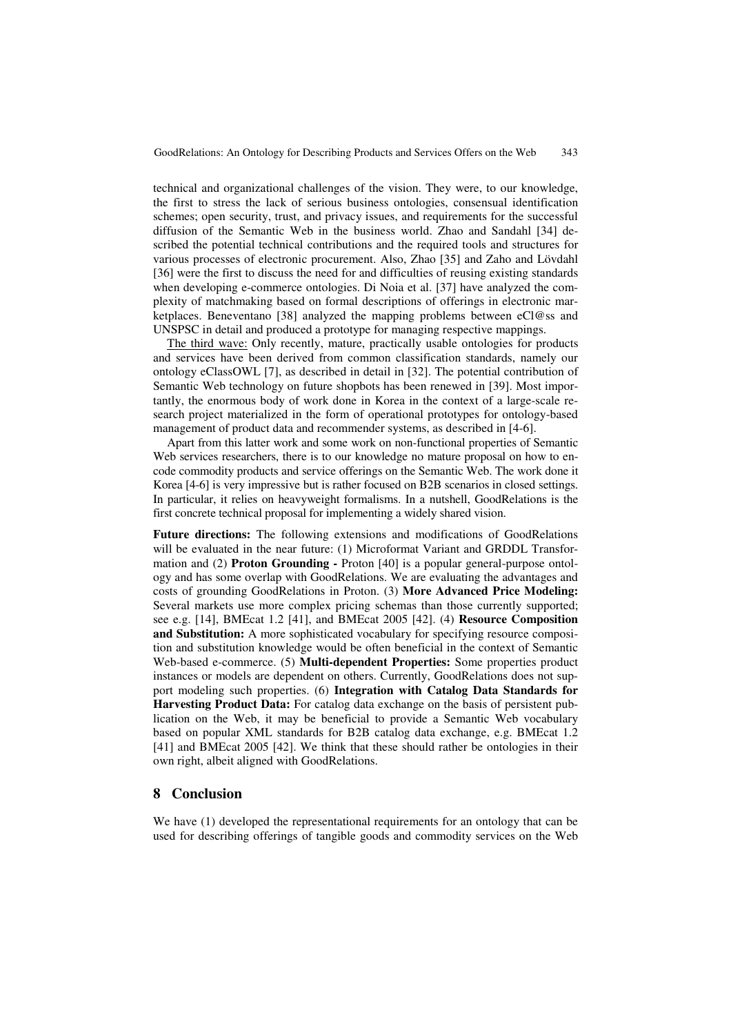technical and organizational challenges of the vision. They were, to our knowledge, the first to stress the lack of serious business ontologies, consensual identification schemes; open security, trust, and privacy issues, and requirements for the successful diffusion of the Semantic Web in the business world. Zhao and Sandahl [34] described the potential technical contributions and the required tools and structures for various processes of electronic procurement. Also, Zhao [35] and Zaho and Lövdahl [36] were the first to discuss the need for and difficulties of reusing existing standards when developing e-commerce ontologies. Di Noia et al. [37] have analyzed the complexity of matchmaking based on formal descriptions of offerings in electronic marketplaces. Beneventano [38] analyzed the mapping problems between eCl@ss and UNSPSC in detail and produced a prototype for managing respective mappings.

The third wave: Only recently, mature, practically usable ontologies for products and services have been derived from common classification standards, namely our ontology eClassOWL [7], as described in detail in [32]. The potential contribution of Semantic Web technology on future shopbots has been renewed in [39]. Most importantly, the enormous body of work done in Korea in the context of a large-scale research project materialized in the form of operational prototypes for ontology-based management of product data and recommender systems, as described in [4-6].

Apart from this latter work and some work on non-functional properties of Semantic Web services researchers, there is to our knowledge no mature proposal on how to encode commodity products and service offerings on the Semantic Web. The work done it Korea [4-6] is very impressive but is rather focused on B2B scenarios in closed settings. In particular, it relies on heavyweight formalisms. In a nutshell, GoodRelations is the first concrete technical proposal for implementing a widely shared vision.

**Future directions:** The following extensions and modifications of GoodRelations will be evaluated in the near future: (1) Microformat Variant and GRDDL Transformation and (2) **Proton Grounding -** Proton [40] is a popular general-purpose ontology and has some overlap with GoodRelations. We are evaluating the advantages and costs of grounding GoodRelations in Proton. (3) **More Advanced Price Modeling:** Several markets use more complex pricing schemas than those currently supported; see e.g. [14], BMEcat 1.2 [41], and BMEcat 2005 [42]. (4) **Resource Composition and Substitution:** A more sophisticated vocabulary for specifying resource composition and substitution knowledge would be often beneficial in the context of Semantic Web-based e-commerce. (5) **Multi-dependent Properties:** Some properties product instances or models are dependent on others. Currently, GoodRelations does not support modeling such properties. (6) **Integration with Catalog Data Standards for Harvesting Product Data:** For catalog data exchange on the basis of persistent publication on the Web, it may be beneficial to provide a Semantic Web vocabulary based on popular XML standards for B2B catalog data exchange, e.g. BMEcat 1.2 [41] and BMEcat 2005 [42]. We think that these should rather be ontologies in their own right, albeit aligned with GoodRelations.

## 8 Conclusion

We have (1) developed the representational requirements for an ontology that can be used for describing offerings of tangible goods and commodity services on the Web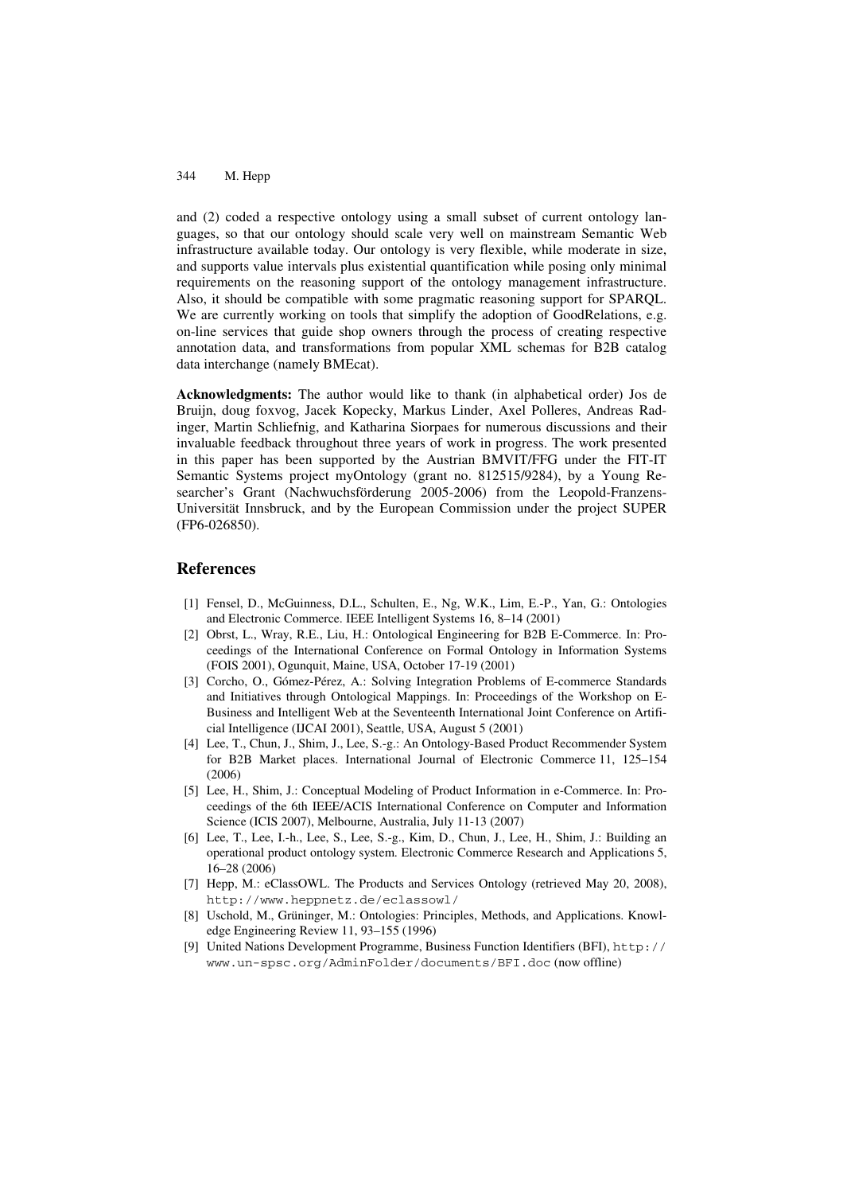and (2) coded a respective ontology using a small subset of current ontology languages, so that our ontology should scale very well on mainstream Semantic Web infrastructure available today. Our ontology is very flexible, while moderate in size, and supports value intervals plus existential quantification while posing only minimal requirements on the reasoning support of the ontology management infrastructure. Also, it should be compatible with some pragmatic reasoning support for SPARQL. We are currently working on tools that simplify the adoption of GoodRelations, e.g. on-line services that guide shop owners through the process of creating respective annotation data, and transformations from popular XML schemas for B2B catalog data interchange (namely BMEcat).

**Acknowledgments:** The author would like to thank (in alphabetical order) Jos de Bruijn, doug foxvog, Jacek Kopecky, Markus Linder, Axel Polleres, Andreas Radinger, Martin Schliefnig, and Katharina Siorpaes for numerous discussions and their invaluable feedback throughout three years of work in progress. The work presented in this paper has been supported by the Austrian BMVIT/FFG under the FIT-IT Semantic Systems project myOntology (grant no. 812515/9284), by a Young Researcher's Grant (Nachwuchsförderung 2005-2006) from the Leopold-Franzens-Universität Innsbruck, and by the European Commission under the project SUPER (FP6-026850).

## References

[1] Fensel, D., McGuinness, D.L., Schulten, E., Ng, W.K., Lim, E.-P., Yan, G.: Ontologies and Electronic Commerce. IEEE Intelligent Systems 16, 8–14 (2001)

[2] Obrst, L., Wray, R.E., Liu, H.: Ontological Engineering for B2B E-Commerce. In: Proceedings of the International Conference on Formal Ontology in Information Systems (FOIS 2001), Ogunquit, Maine, USA, October 17-19 (2001)

[3] Corcho, O., Gómez-Pérez, A.: Solving Integration Problems of E-commerce Standards and Initiatives through Ontological Mappings. In: Proceedings of the Workshop on E-Business and Intelligent Web at the Seventeenth International Joint Conference on Artificial Intelligence (IJCAI 2001), Seattle, USA, August 5 (2001)

[4] Lee, T., Chun, J., Shim, J., Lee, S.-g.: An Ontology-Based Product Recommender System for B2B Market places. International Journal of Electronic Commerce 11, 125–154 (2006)

[5] Lee, H., Shim, J.: Conceptual Modeling of Product Information in e-Commerce. In: Proceedings of the 6th IEEE/ACIS International Conference on Computer and Information Science (ICIS 2007), Melbourne, Australia, July 11-13 (2007)

[6] Lee, T., Lee, I.-h., Lee, S., Lee, S.-g., Kim, D., Chun, J., Lee, H., Shim, J.: Building an operational product ontology system. Electronic Commerce Research and Applications 5, 16–28 (2006)

[7] Hepp, M.: eClassOWL. The Products and Services Ontology (retrieved May 20, 2008), http://www.heppnetz.de/eclassowl/

[8] Uschold, M., Grüninger, M.: Ontologies: Principles, Methods, and Applications. Knowledge Engineering Review 11, 93–155 (1996)

[9] United Nations Development Programme, Business Function Identifiers (BFI), http://www.un-spsc.org/AdminFolder/documents/BFI.doc (now offline)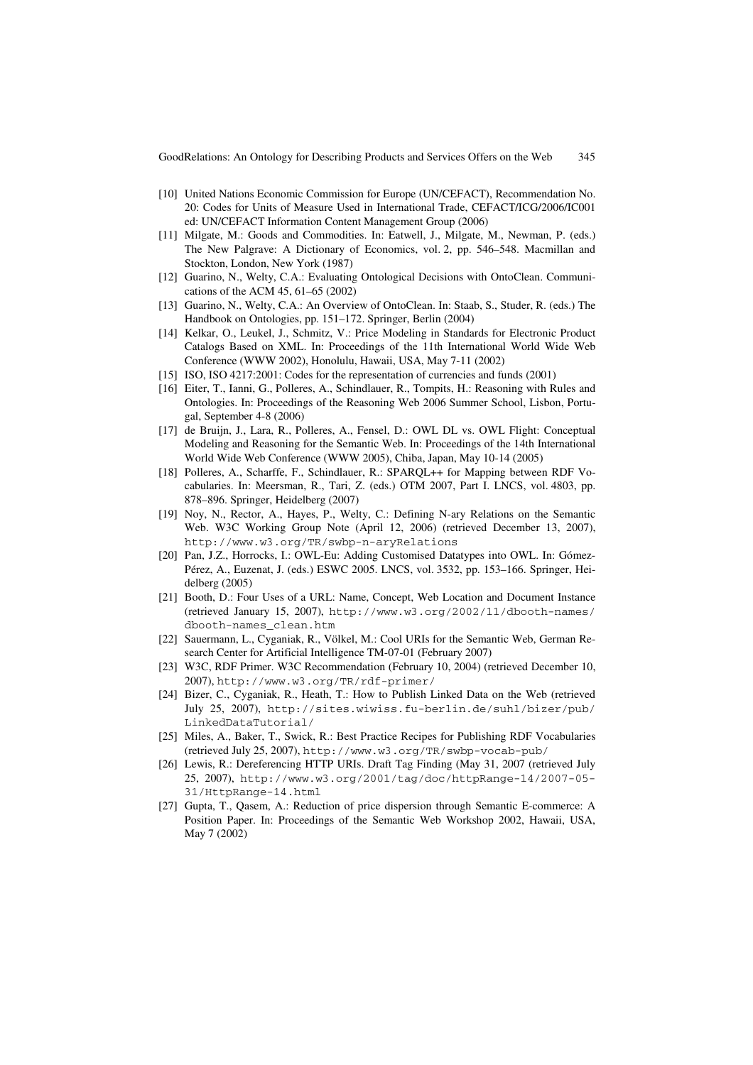[10] United Nations Economic Commission for Europe (UN/CEFACT), Recommendation No. 20: Codes for Units of Measure Used in International Trade, CEFACT/ICG/2006/IC001 ed: UN/CEFACT Information Content Management Group (2006)

[11] Milgate, M.: Goods and Commodities. In: Eatwell, J., Milgate, M., Newman, P. (eds.) The New Palgrave: A Dictionary of Economics, vol. 2, pp. 546–548. Macmillan and Stockton, London, New York (1987)

[12] Guarino, N., Welty, C.A.: Evaluating Ontological Decisions with OntoClean. Communications of the ACM 45, 61–65 (2002)

[13] Guarino, N., Welty, C.A.: An Overview of OntoClean. In: Staab, S., Studer, R. (eds.) The Handbook on Ontologies, pp. 151–172. Springer, Berlin (2004)

[14] Kelkar, O., Leukel, J., Schmitz, V.: Price Modeling in Standards for Electronic Product Catalogs Based on XML. In: Proceedings of the 11th International World Wide Web Conference (WWW 2002), Honolulu, Hawaii, USA, May 7-11 (2002)

[15] ISO, ISO 4217:2001: Codes for the representation of currencies and funds (2001)

[16] Eiter, T., Ianni, G., Polleres, A., Schindlauer, R., Tompits, H.: Reasoning with Rules and Ontologies. In: Proceedings of the Reasoning Web 2006 Summer School, Lisbon, Portugal, September 4-8 (2006)

[17] de Bruijn, J., Lara, R., Polleres, A., Fensel, D.: OWL DL vs. OWL Flight: Conceptual Modeling and Reasoning for the Semantic Web. In: Proceedings of the 14th International World Wide Web Conference (WWW 2005), Chiba, Japan, May 10-14 (2005)

[18] Polleres, A., Scharffe, F., Schindlauer, R.: SPARQL++ for Mapping between RDF Vocabularies. In: Meersman, R., Tari, Z. (eds.) OTM 2007, Part I. LNCS, vol. 4803, pp. 878–896. Springer, Heidelberg (2007)

[19] Noy, N., Rector, A., Hayes, P., Welty, C.: Defining N-ary Relations on the Semantic Web. W3C Working Group Note (April 12, 2006) (retrieved December 13, 2007), http://www.w3.org/TR/swbp-n-aryRelations

[20] Pan, J.Z., Horrocks, I.: OWL-Eu: Adding Customised Datatypes into OWL. In: Gómez-Pérez, A., Euzenat, J. (eds.) ESWC 2005. LNCS, vol. 3532, pp. 153–166. Springer, Heidelberg (2005)

[21] Booth, D.: Four Uses of a URL: Name, Concept, Web Location and Document Instance (retrieved January 15, 2007), http://www.w3.org/2002/11/dbooth-names/dbooth-names_clean.htm

[22] Sauermann, L., Cyganiak, R., Völkel, M.: Cool URIs for the Semantic Web, German Research Center for Artificial Intelligence TM-07-01 (February 2007)

[23] W3C, RDF Primer. W3C Recommendation (February 10, 2004) (retrieved December 10, 2007), http://www.w3.org/TR/rdf-primer/

[24] Bizer, C., Cyganiak, R., Heath, T.: How to Publish Linked Data on the Web (retrieved July 25, 2007), http://sites.wiwiss.fu-berlin.de/suhl/bizer/pub/LinkedDataTutorial/

[25] Miles, A., Baker, T., Swick, R.: Best Practice Recipes for Publishing RDF Vocabularies (retrieved July 25, 2007), http://www.w3.org/TR/swbp-vocab-pub/

[26] Lewis, R.: Dereferencing HTTP URIs. Draft Tag Finding (May 31, 2007 (retrieved July 25, 2007), http://www.w3.org/2001/tag/doc/httpRange-14/2007-05-31/HttpRange-14.html

[27] Gupta, T., Qasem, A.: Reduction of price dispersion through Semantic E-commerce: A Position Paper. In: Proceedings of the Semantic Web Workshop 2002, Hawaii, USA, May 7 (2002)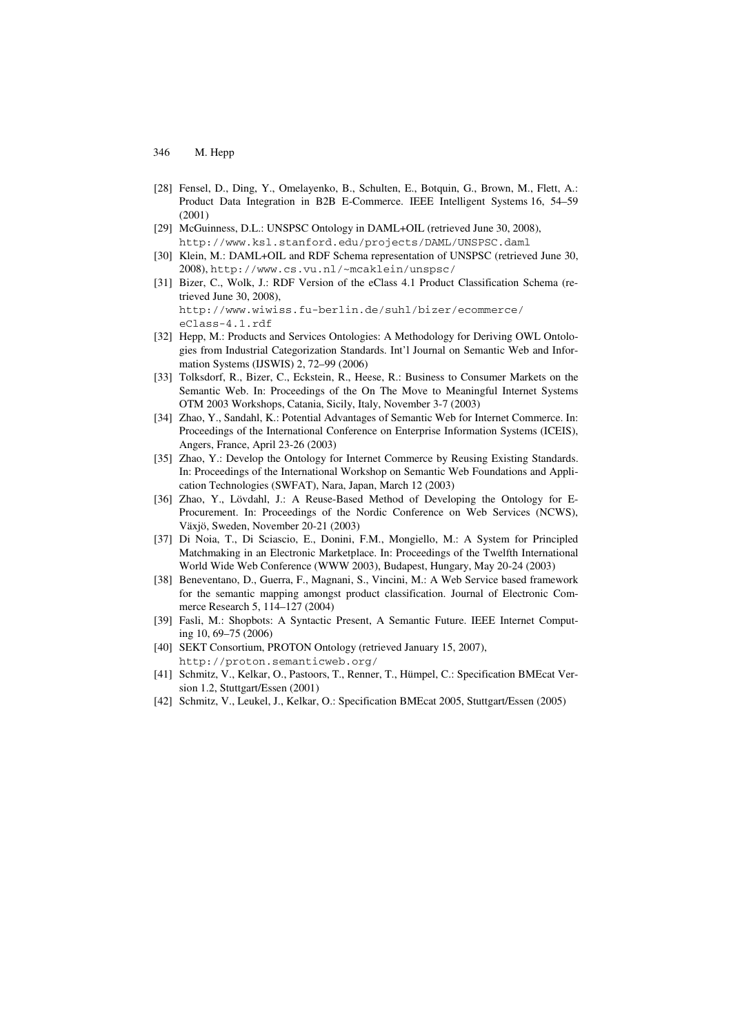[28] Fensel, D., Ding, Y., Omelayenko, B., Schulten, E., Botquin, G., Brown, M., Flett, A.: Product Data Integration in B2B E-Commerce. IEEE Intelligent Systems 16, 54–59 (2001)

[29] McGuinness, D.L.: UNSPSC Ontology in DAML+OIL (retrieved June 30, 2008), http://www.ksl.stanford.edu/projects/DAML/UNSPSC.daml

[30] Klein, M.: DAML+OIL and RDF Schema representation of UNSPSC (retrieved June 30, 2008), http://www.cs.vu.nl/~mcaklein/unspsc/

[31] Bizer, C., Wolk, J.: RDF Version of the eClass 4.1 Product Classification Schema (retrieved June 30, 2008), http://www.wiwiss.fu-berlin.de/suhl/bizer/ecommerce/eClass-4.1.rdf

[32] Hepp, M.: Products and Services Ontologies: A Methodology for Deriving OWL Ontologies from Industrial Categorization Standards. Int'l Journal on Semantic Web and Information Systems (IJSWIS) 2, 72–99 (2006)

[33] Tolksdorf, R., Bizer, C., Eckstein, R., Heese, R.: Business to Consumer Markets on the Semantic Web. In: Proceedings of the On The Move to Meaningful Internet Systems OTM 2003 Workshops, Catania, Sicily, Italy, November 3-7 (2003)

[34] Zhao, Y., Sandahl, K.: Potential Advantages of Semantic Web for Internet Commerce. In: Proceedings of the International Conference on Enterprise Information Systems (ICEIS), Angers, France, April 23-26 (2003)

[35] Zhao, Y.: Develop the Ontology for Internet Commerce by Reusing Existing Standards. In: Proceedings of the International Workshop on Semantic Web Foundations and Application Technologies (SWFAT), Nara, Japan, March 12 (2003)

[36] Zhao, Y., Lövdahl, J.: A Reuse-Based Method of Developing the Ontology for E-Procurement. In: Proceedings of the Nordic Conference on Web Services (NCWS), Växjö, Sweden, November 20-21 (2003)

[37] Di Noia, T., Di Sciascio, E., Donini, F.M., Mongiello, M.: A System for Principled Matchmaking in an Electronic Marketplace. In: Proceedings of the Twelfth International World Wide Web Conference (WWW 2003), Budapest, Hungary, May 20-24 (2003)

[38] Beneventano, D., Guerra, F., Magnani, S., Vincini, M.: A Web Service based framework for the semantic mapping amongst product classification. Journal of Electronic Commerce Research 5, 114–127 (2004)

[39] Fasli, M.: Shopbots: A Syntactic Present, A Semantic Future. IEEE Internet Computing 10, 69–75 (2006)

[40] SEKT Consortium, PROTON Ontology (retrieved January 15, 2007), http://proton.semanticweb.org/

[41] Schmitz, V., Kelkar, O., Pastoors, T., Renner, T., Hümpel, C.: Specification BMEcat Version 1.2, Stuttgart/Essen (2001)

[42] Schmitz, V., Leukel, J., Kelkar, O.: Specification BMEcat 2005, Stuttgart/Essen (2005)